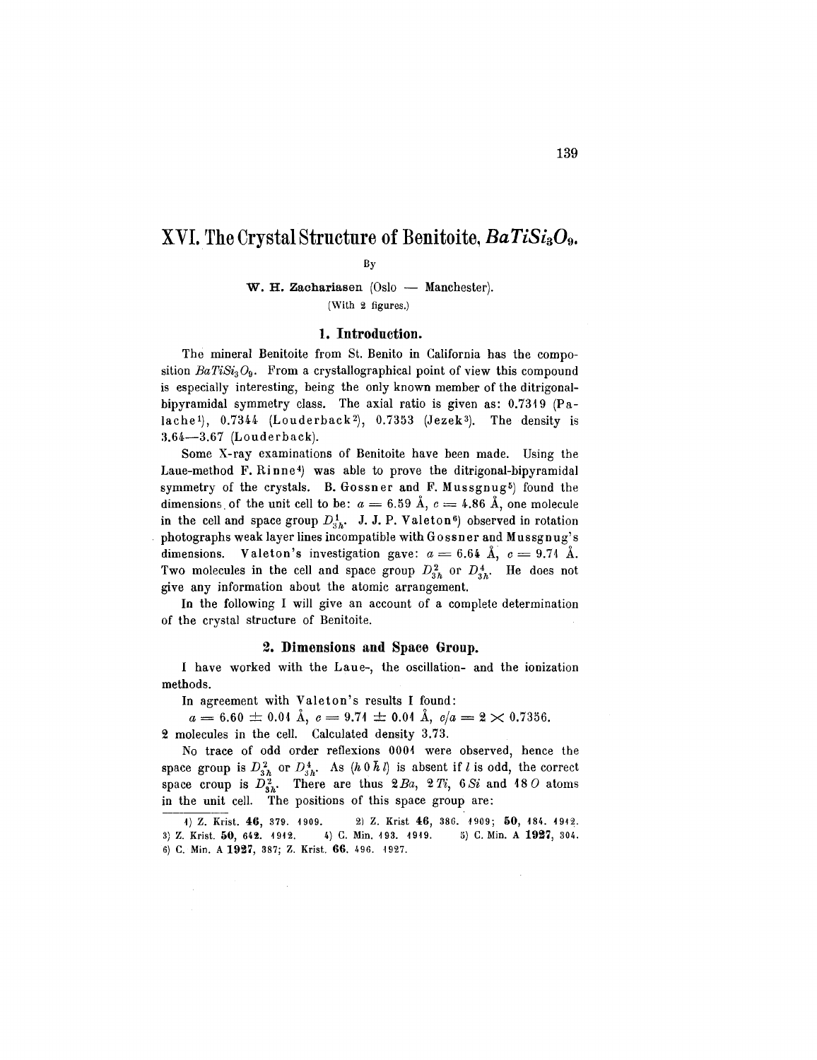# XVI. The Crystal Structure of Benitoite, $BaTiSi_3O_9$.

By

**W. H. Zachariasen** (Oslo — Manchester).

(With 2 figures.)

## 1. Introduction.

The mineral Benitoite from St. Benito in California has the composition $BaTiSi_3O_9$. From a crystallographical point of view this compound is especially interesting, being the only known member of the ditrigonal-bipyramidal symmetry class. The axial ratio is given as: 0.7319 (Palache[1]), 0.7344 (Louderback[2]), 0.7353 (Jezek[3]). The density is 3.64—3.67 (Louderback).

Some X-ray examinations of Benitoite have been made. Using the Laue-method F. Rinne[4]) was able to prove the ditrigonal-bipyramidal symmetry of the crystals. B. Gossner and F. Mussgnug[5]) found the dimensions of the unit cell to be: $a = 6.59$ Å, $c = 4.86$ Å, one molecule in the cell and space group $D_{3h}^1$. J. J. P. Valeton[6]) observed in rotation photographs weak layer lines incompatible with Gossner and Mussgnug's dimensions. Valeton's investigation gave: $a = 6.64$ Å, $c = 9.71$ Å. Two molecules in the cell and space group $D_{3h}^2$ or $D_{3h}^4$. He does not give any information about the atomic arrangement.

In the following I will give an account of a complete determination of the crystal structure of Benitoite.

## 2. Dimensions and Space Group.

I have worked with the Laue-, the oscillation- and the ionization methods.

In agreement with Valeton's results I found:

$$a = 6.60 \pm 0.01 \text{ Å}, \quad c = 9.71 \pm 0.01 \text{ Å}, \quad c/a = 2 \times 0.7356.$$

2 molecules in the cell. Calculated density 3.73.

No trace of odd order reflexions 0001 were observed, hence the space group is $D_{3h}^2$ or $D_{3h}^4$. As $(h0\bar{h}l)$ is absent if $l$ is odd, the correct space croup is $D_{3h}^2$. There are thus $2Ba$, $2Ti$, $6Si$ and $18O$ atoms in the unit cell. The positions of this space group are:

---

1) Z. Krist. **46**, 379. 1909. 2) Z. Krist **46**, 386. 1909; **50**, 184. 1912. 3) Z. Krist. **50**, 642. 1912. 4) C. Min. 193. 1919. 5) C. Min. A **1927**, 304. 6) C. Min. A **1927**, 387; Z. Krist. **66**. 496. 1927.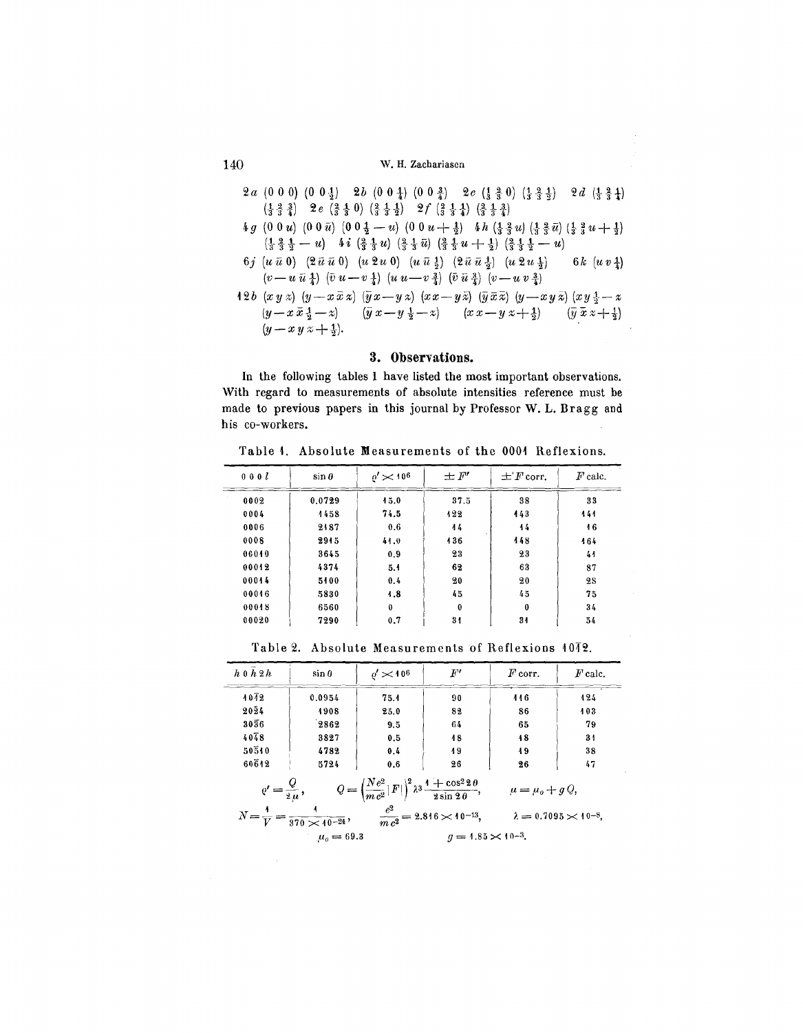$2a$ $(0\,0\,0)$ $(0\,0\,\tfrac{1}{2})$ $2b$ $(0\,0\,\tfrac{1}{4})$ $(0\,0\,\tfrac{3}{4})$ $2c$ $(\tfrac{1}{3}\,\tfrac{2}{3}\,0)$ $(\tfrac{1}{3}\,\tfrac{2}{3}\,\tfrac{1}{2})$ $2d$ $(\tfrac{1}{3}\,\tfrac{2}{3}\,\tfrac{1}{4})$ $(\tfrac{1}{3}\,\tfrac{2}{3}\,\tfrac{3}{4})$ $2e$ $(\tfrac{2}{3}\,\tfrac{1}{3}\,0)$ $(\tfrac{2}{3}\,\tfrac{1}{3}\,\tfrac{1}{2})$ $2f$ $(\tfrac{2}{3}\,\tfrac{1}{3}\,\tfrac{1}{4})$ $(\tfrac{2}{3}\,\tfrac{1}{3}\,\tfrac{3}{4})$

$4g$ $(0\,0\,u)$ $(0\,0\,\bar{u})$ $(0\,0\,\tfrac{1}{2}-u)$ $(0\,0\,u+\tfrac{1}{2})$ $4h$ $(\tfrac{1}{3}\,\tfrac{2}{3}\,u)$ $(\tfrac{1}{3}\,\tfrac{2}{3}\,\bar{u})$ $(\tfrac{1}{3}\,\tfrac{2}{3}\,u+\tfrac{1}{2})$ $(\tfrac{1}{3}\,\tfrac{2}{3}\,\tfrac{1}{2}-u)$ $4i$ $(\tfrac{2}{3}\,\tfrac{1}{3}\,u)$ $(\tfrac{2}{3}\,\tfrac{1}{3}\,\bar{u})$ $(\tfrac{2}{3}\,\tfrac{1}{3}\,u+\tfrac{1}{2})$ $(\tfrac{2}{3}\,\tfrac{1}{3}\,\tfrac{1}{2}-u)$

$6j$ $(u\,\bar{u}\,0)$ $(2\bar{u}\,\bar{u}\,0)$ $(u\,2u\,0)$ $(u\,\bar{u}\,\tfrac{1}{2})$ $(2\bar{u}\,\bar{u}\,\tfrac{1}{2})$ $(u\,2u\,\tfrac{1}{2})$ $6k$ $(u\,v\,\tfrac{1}{4})$ $(v-u\,\bar{u}\,\tfrac{1}{4})$ $(\bar{v}\,u-v\,\tfrac{1}{4})$ $(u\,u-v\,\tfrac{3}{4})$ $(\bar{v}\,\bar{u}\,\tfrac{3}{4})$ $(v-u\,v\,\tfrac{3}{4})$

$12b$ $(x\,y\,z)$ $(y-x\,\bar{x}\,z)$ $(\bar{y}\,x-y\,z)$ $(x\,x-y\,\bar{z})$ $(\bar{y}\,\bar{x}\,\bar{z})$ $(y-x\,y\,\bar{z})$ $(x\,y\,\tfrac{1}{2}-z)$ $(y-x\,\bar{x}\,\tfrac{1}{2}-z)$ $(\bar{y}\,x-y\,\tfrac{1}{2}-z)$ $(x\,x-y\,z+\tfrac{1}{2})$ $(\bar{y}\,\bar{x}\,z+\tfrac{1}{2})$ $(y-x\,y\,z+\tfrac{1}{2})$.

## 3. Observations.

In the following tables I have listed the most important observations. With regard to measurements of absolute intensities reference must be made to previous papers in this journal by Professor W. L. **Bragg** and his co-workers.

Table 1. Absolute Measurements of the 0001 Reflexions.

| $0\,0\,0\,l$ | $\sin\theta$ | $\varrho' \times 10^6$ | $\pm F'$ | $\pm F$ corr. | $F$ calc. |
|---|---|---|---|---|---|
| 0002 | 0.0729 | 15.0 | 37.5 | 38 | 33 |
| 0004 | 1458 | 74.5 | 122 | 143 | 141 |
| 0006 | 2187 | 0.6 | 14 | 14 | 16 |
| 0008 | 2915 | 41.0 | 136 | 148 | 164 |
| 00010 | 3645 | 0.9 | 23 | 23 | 41 |
| 00012 | 4374 | 5.1 | 62 | 63 | 87 |
| 00014 | 5100 | 0.4 | 20 | 20 | 28 |
| 00016 | 5830 | 1.8 | 45 | 45 | 75 |
| 00018 | 6560 | 0 | 0 | 0 | 34 |
| 00020 | 7290 | 0.7 | 31 | 31 | 54 |

Table 2. Absolute Measurements of Reflexions $10\bar{1}2$.

| $h\,0\,\bar{h}\,2h$ | $\sin\theta$ | $\varrho' \times 10^6$ | $F'$ | $F$ corr. | $F$ calc. |
|---|---|---|---|---|---|
| $10\bar{1}2$ | 0.0954 | 75.1 | 90 | 116 | 124 |
| $20\bar{2}4$ | 1908 | 25.0 | 82 | 86 | 103 |
| $30\bar{3}6$ | 2862 | 9.5 | 64 | 65 | 79 |
| $40\bar{4}8$ | 3827 | 0.5 | 18 | 18 | 31 |
| $50\bar{5}10$ | 4782 | 0.4 | 19 | 19 | 38 |
| $60\bar{6}12$ | 5724 | 0.6 | 26 | 26 | 47 |

$$\varrho' = \frac{Q}{2\mu}, \qquad Q = \left(\frac{Ne^2}{mc^2}|F|\right)^2 \lambda^3 \frac{1+\cos^2 2\theta}{2\sin 2\theta}, \qquad \mu = \mu_0 + gQ,$$

$$N = \frac{1}{V} = \frac{1}{370 \times 10^{-24}}, \qquad \frac{e^2}{mc^2} = 2.816 \times 10^{-13}, \qquad \lambda = 0.7095 \times 10^{-8},$$

$$\mu_0 = 69.3 \qquad g = 1.85 \times 10^{-3}.$$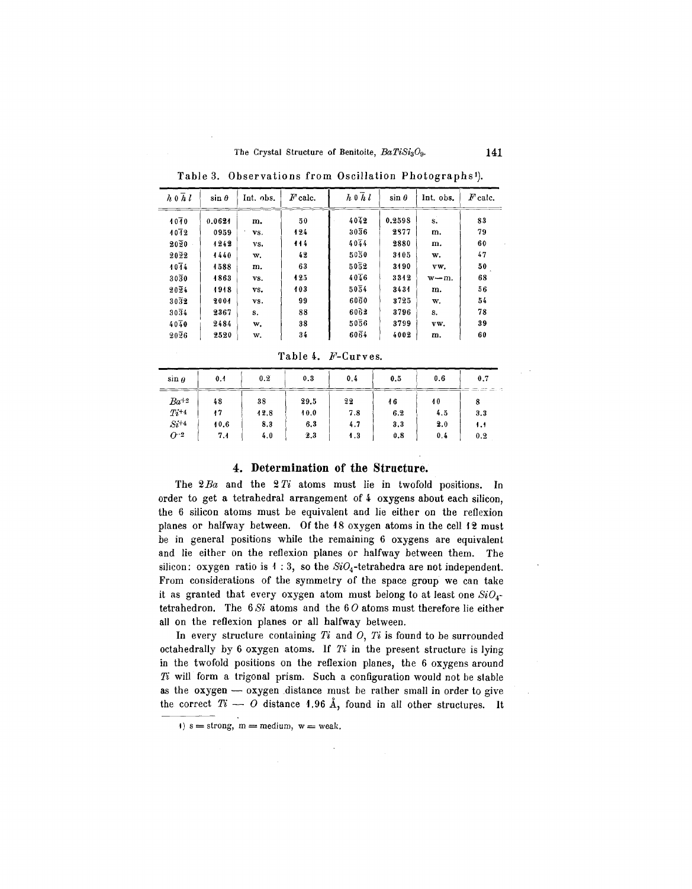Table 3. Observations from Oscillation Photographs[1]).

| $h\,0\,\bar{h}\,l$ | $\sin\theta$ | Int. obs. | $F$ calc. | $h\,0\,\bar{h}\,l$ | $\sin\theta$ | Int. obs. | $F$ calc. |
|---|---|---|---|---|---|---|---|
| $10\bar{1}0$ | 0.0621 | m. | 50 | $40\bar{4}2$ | 0.2598 | s. | 83 |
| $10\bar{1}2$ | 0959 | vs. | 124 | $30\bar{3}6$ | 2877 | m. | 79 |
| $20\bar{2}0$ | 1242 | vs. | 114 | $40\bar{4}4$ | 2880 | m. | 60 |
| $20\bar{2}2$ | 1440 | w. | 42 | $50\bar{5}0$ | 3105 | w. | 47 |
| $10\bar{1}4$ | 1588 | m. | 63 | $50\bar{5}2$ | 3190 | vw. | 50 |
| $30\bar{3}0$ | 1863 | vs. | 125 | $40\bar{4}6$ | 3312 | w—m. | 68 |
| $20\bar{2}4$ | 1918 | vs. | 103 | $50\bar{5}4$ | 3431 | m. | 56 |
| $30\bar{3}2$ | 2001 | vs. | 99 | $60\bar{6}0$ | 3725 | w. | 54 |
| $30\bar{3}4$ | 2367 | s. | 88 | $60\bar{6}2$ | 3796 | s. | 78 |
| $40\bar{4}0$ | 2484 | w. | 38 | $50\bar{5}6$ | 3799 | vw. | 39 |
| $20\bar{2}6$ | 2520 | w. | 34 | $60\bar{6}4$ | 4002 | m. | 60 |

Table 4. $F$-Curves.

| $\sin\theta$ | 0.1 | 0.2 | 0.3 | 0.4 | 0.5 | 0.6 | 0.7 |
|---|---|---|---|---|---|---|---|
| $Ba^{+2}$ | 48 | 38 | 29.5 | 22 | 16 | 10 | 8 |
| $Ti^{+4}$ | 17 | 12.8 | 10.0 | 7.8 | 6.2 | 4.5 | 3.3 |
| $Si^{+4}$ | 10.6 | 8.3 | 6.3 | 4.7 | 3.3 | 2.0 | 1.1 |
| $O^{-2}$ | 7.1 | 4.0 | 2.3 | 1.3 | 0.8 | 0.4 | 0.2 |

## 4. Determination of the Structure.

The $2\,Ba$ and the $2\,Ti$ atoms must lie in twofold positions. In order to get a tetrahedral arrangement of 4 oxygens about each silicon, the 6 silicon atoms must be equivalent and lie either on the reflexion planes or halfway between. Of the 18 oxygen atoms in the cell 12 must be in general positions while the remaining 6 oxygens are equivalent and lie either on the reflexion planes or halfway between them. The silicon: oxygen ratio is 1 : 3, so the $SiO_4$-tetrahedra are not independent. From considerations of the symmetry of the space group we can take it as granted that every oxygen atom must belong to at least one $SiO_4$-tetrahedron. The $6\,Si$ atoms and the $6\,O$ atoms must therefore lie either all on the reflexion planes or all halfway between.

In every structure containing $Ti$ and $O$, $Ti$ is found to be surrounded octahedrally by 6 oxygen atoms. If $Ti$ in the present structure is lying in the twofold positions on the reflexion planes, the 6 oxygens around $Ti$ will form a trigonal prism. Such a configuration would not be stable as the oxygen — oxygen distance must be rather small in order to give the correct $Ti$ — $O$ distance 1.96 Å, found in all other structures. It

[1]) s = strong, m = medium, w = weak.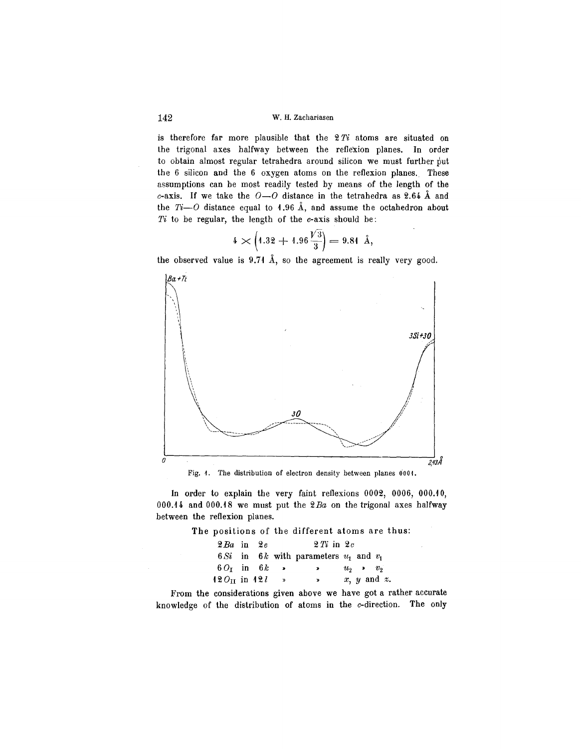is therefore far more plausible that the $2\,Ti$ atoms are situated on the trigonal axes halfway between the reflexion planes. In order to obtain almost regular tetrahedra around silicon we must further put the 6 silicon and the 6 oxygen atoms on the reflexion planes. These assumptions can be most readily tested by means of the length of the $c$-axis. If we take the $O—O$ distance in the tetrahedra as 2.64 Å and the $Ti—O$ distance equal to 1.96 Å, and assume the octahedron about $Ti$ to be regular, the length of the $c$-axis should be:

$$4 \times \left(1.32 + 1.96\frac{\sqrt{3}}{3}\right) = 9.81 \text{ Å},$$

the observed value is 9.71 Å, so the agreement is really very good.

Fig. 1. The distribution of electron density between planes 0001.

In order to explain the very faint reflexions 0002, 0006, 000.10, 000.14 and 000.18 we must put the $2\,Ba$ on the trigonal axes halfway between the reflexion planes.

The positions of the different atoms are thus:

| | | | |
|---|---|---|---|
| $2\,Ba$ in $2e$ | $2\,Ti$ in $2c$ | | |
| $6\,Si$ in $6k$ | with parameters | $u_1$ | and $v_1$ |
| $6\,O_I$ in $6k$ | » » | $u_2$ | » $v_2$ |
| $12\,O_{II}$ in $12l$ | » » | $x$, $y$ | and $z$. |

From the considerations given above we have got a rather accurate knowledge of the distribution of atoms in the $c$-direction. The only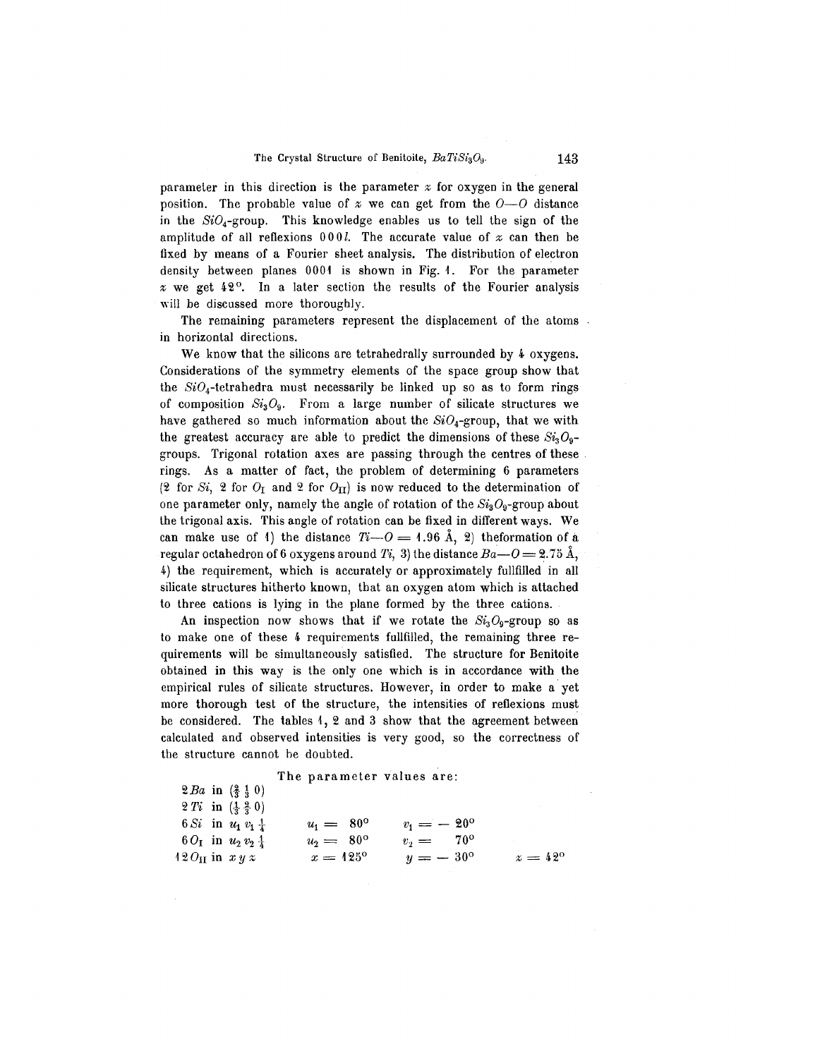parameter in this direction is the parameter $z$ for oxygen in the general position. The probable value of $z$ we can get from the $O$—$O$ distance in the $SiO_4$-group. This knowledge enables us to tell the sign of the amplitude of all reflexions $000l$. The accurate value of $z$ can then be fixed by means of a Fourier sheet analysis. The distribution of electron density between planes 0001 is shown in Fig. 1. For the parameter $z$ we get 42°. In a later section the results of the Fourier analysis will be discussed more thoroughly.

The remaining parameters represent the displacement of the atoms in horizontal directions.

We know that the silicons are tetrahedrally surrounded by 4 oxygens. Considerations of the symmetry elements of the space group show that the $SiO_4$-tetrahedra must necessarily be linked up so as to form rings of composition $Si_3O_9$. From a large number of silicate structures we have gathered so much information about the $SiO_4$-group, that we with the greatest accuracy are able to predict the dimensions of these $Si_3O_9$-groups. Trigonal rotation axes are passing through the centres of these rings. As a matter of fact, the problem of determining 6 parameters (2 for $Si$, 2 for $O_I$ and 2 for $O_{II}$) is now reduced to the determination of one parameter only, namely the angle of rotation of the $Si_3O_9$-group about the trigonal axis. This angle of rotation can be fixed in different ways. We can make use of 1) the distance $Ti$—$O = 1.96$ Å, 2) theformation of a regular octahedron of 6 oxygens around $Ti$, 3) the distance $Ba$—$O = 2.75$ Å, 4) the requirement, which is accurately or approximately fullfilled in all silicate structures hitherto known, that an oxygen atom which is attached to three cations is lying in the plane formed by the three cations.

An inspection now shows that if we rotate the $Si_3O_9$-group so as to make one of these 4 requirements fullfilled, the remaining three requirements will be simultaneously satisfied. The structure for Benitoite obtained in this way is the only one which is in accordance with the empirical rules of silicate structures. However, in order to make a yet more thorough test of the structure, the intensities of reflexions must be considered. The tables 1, 2 and 3 show that the agreement between calculated and observed intensities is very good, so the correctness of the structure cannot be doubted.

The parameter values are:

| | | | |
|---|---|---|---|
| $2\,Ba$ in $(\frac{2}{3}\,\frac{1}{3}\,0)$ | | | |
| $2\,Ti$ in $(\frac{1}{3}\,\frac{2}{3}\,0)$ | | | |
| $6\,Si$ in $u_1\,v_1\,\frac{1}{4}$ | $u_1 = 80°$ | $v_1 = -20°$ | |
| $6\,O_I$ in $u_2\,v_2\,\frac{1}{4}$ | $u_2 = 80°$ | $v_2 = 70°$ | |
| $12\,O_{II}$ in $x\,y\,z$ | $x = 125°$ | $y = -30°$ | $z = 42°$ |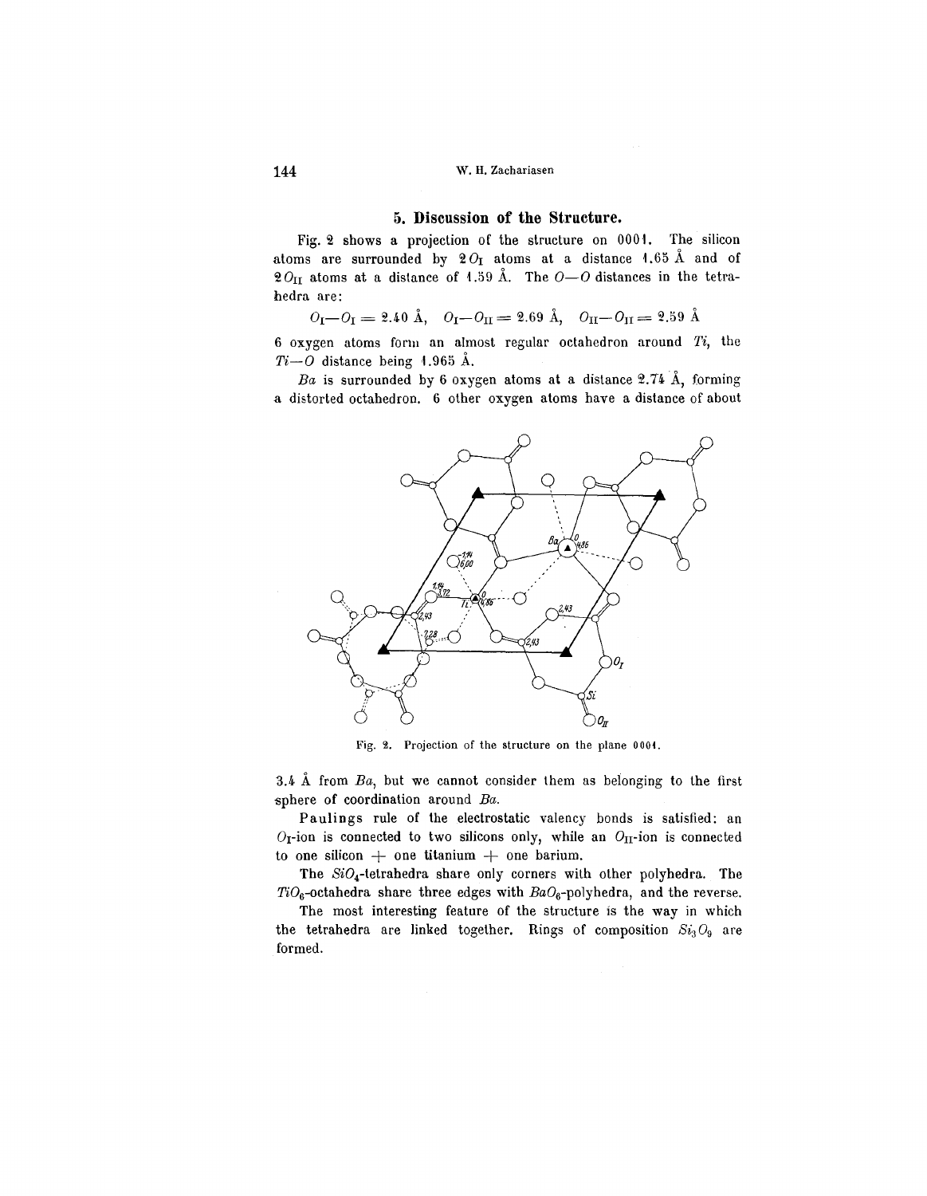## 5. Discussion of the Structure.

Fig. 2 shows a projection of the structure on 0001. The silicon atoms are surrounded by $2\,O_I$ atoms at a distance 1.65 Å and of $2\,O_{II}$ atoms at a distance of 1.59 Å. The $O$—$O$ distances in the tetrahedra are:

$$O_I\text{—}O_I = 2.40\ \text{Å},\quad O_I\text{—}O_{II} = 2.69\ \text{Å},\quad O_{II}\text{—}O_{II} = 2.59\ \text{Å}$$

6 oxygen atoms form an almost regular octahedron around $Ti$, the $Ti$—$O$ distance being 1.965 Å.

$Ba$ is surrounded by 6 oxygen atoms at a distance 2.74 Å, forming a distorted octahedron. 6 other oxygen atoms have a distance of about 3.4 Å from $Ba$, but we cannot consider them as belonging to the first sphere of coordination around $Ba$.

Fig. 2. Projection of the structure on the plane 0001.

**Paulings** rule of the electrostatic valency bonds is satisfied: an $O_I$-ion is connected to two silicons only, while an $O_{II}$-ion is connected to one silicon + one titanium + one barium.

The $SiO_4$-tetrahedra share only corners with other polyhedra. The $TiO_6$-octahedra share three edges with $BaO_6$-polyhedra, and the reverse.

The most interesting feature of the structure is the way in which the tetrahedra are linked together. Rings of composition $Si_3O_9$ are formed.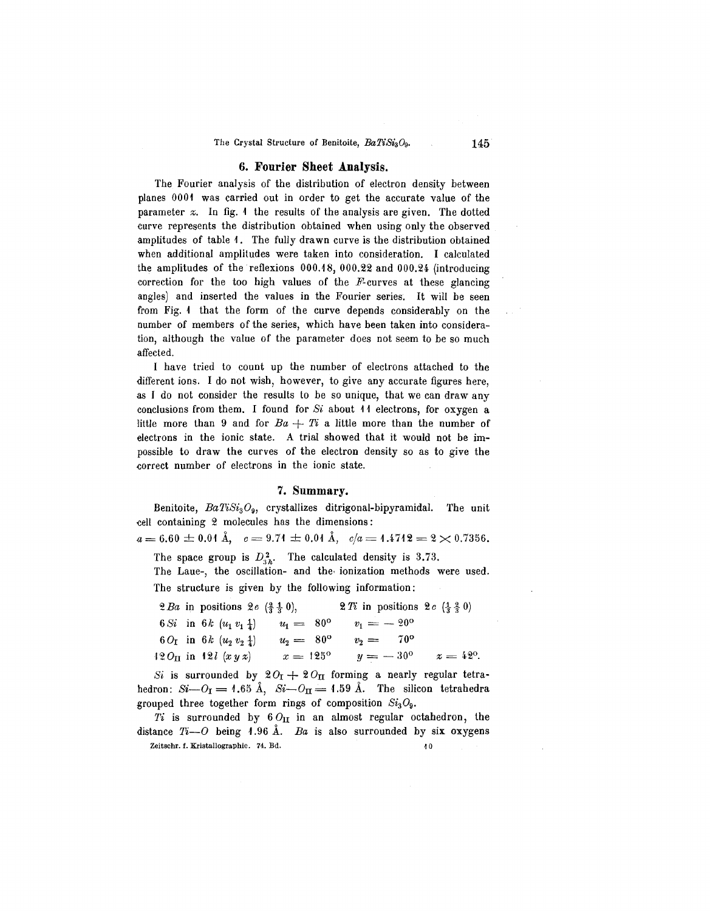## 6. Fourier Sheet Analysis.

The Fourier analysis of the distribution of electron density between planes 0001 was carried out in order to get the accurate value of the parameter $z$. In fig. 1 the results of the analysis are given. The dotted curve represents the distribution obtained when using only the observed amplitudes of table 1. The fully drawn curve is the distribution obtained when additional amplitudes were taken into consideration. I calculated the amplitudes of the reflexions 000.18, 000.22 and 000.24 (introducing correction for the too high values of the $F$-curves at these glancing angles) and inserted the values in the Fourier series. It will be seen from Fig. 1 that the form of the curve depends considerably on the number of members of the series, which have been taken into consideration, although the value of the parameter does not seem to be so much affected.

I have tried to count up the number of electrons attached to the different ions. I do not wish, however, to give any accurate figures here, as I do not consider the results to be so unique, that we can draw any conclusions from them. I found for $Si$ about 11 electrons, for oxygen a little more than 9 and for $Ba + Ti$ a little more than the number of electrons in the ionic state. A trial showed that it would not be impossible to draw the curves of the electron density so as to give the correct number of electrons in the ionic state.

## 7. Summary.

Benitoite, $BaTiSi_3O_9$, crystallizes ditrigonal-bipyramidal. The unit cell containing 2 molecules has the dimensions:

$a = 6.60 \pm 0.01$ Å, $c = 9.71 \pm 0.01$ Å, $c/a = 1.4712 = 2 \times 0.7356$.

The space group is $D_{3h}^2$. The calculated density is 3.73.

The Laue-, the oscillation- and the ionization methods were used.

The structure is given by the following information:

$2\,Ba$ in positions $2e$ $(\frac{2}{3}\,\frac{1}{3}\,0)$, $\quad 2\,Ti$ in positions $2c$ $(\frac{1}{3}\,\frac{2}{3}\,0)$

$6\,Si$ in $6k$ $(u_1\,v_1\,\frac{1}{4})$ $\quad u_1 = 80^\circ$ $\quad v_1 = -20^\circ$

$6\,O_I$ in $6k$ $(u_2\,v_2\,\frac{1}{4})$ $\quad u_2 = 80^\circ$ $\quad v_2 = 70^\circ$

$12\,O_{II}$ in $12l$ $(x\,y\,z)$ $\quad x = 125^\circ$ $\quad y = -30^\circ$ $\quad z = 42^\circ$.

$Si$ is surrounded by $2\,O_I + 2\,O_{II}$ forming a nearly regular tetrahedron: $Si$—$O_I = 1.65$ Å, $Si$—$O_{II} = 1.59$ Å. The silicon tetrahedra grouped three together form rings of composition $Si_3O_9$.

$Ti$ is surrounded by $6\,O_{II}$ in an almost regular octahedron, the distance $Ti$—$O$ being 1.96 Å. $Ba$ is also surrounded by six oxygens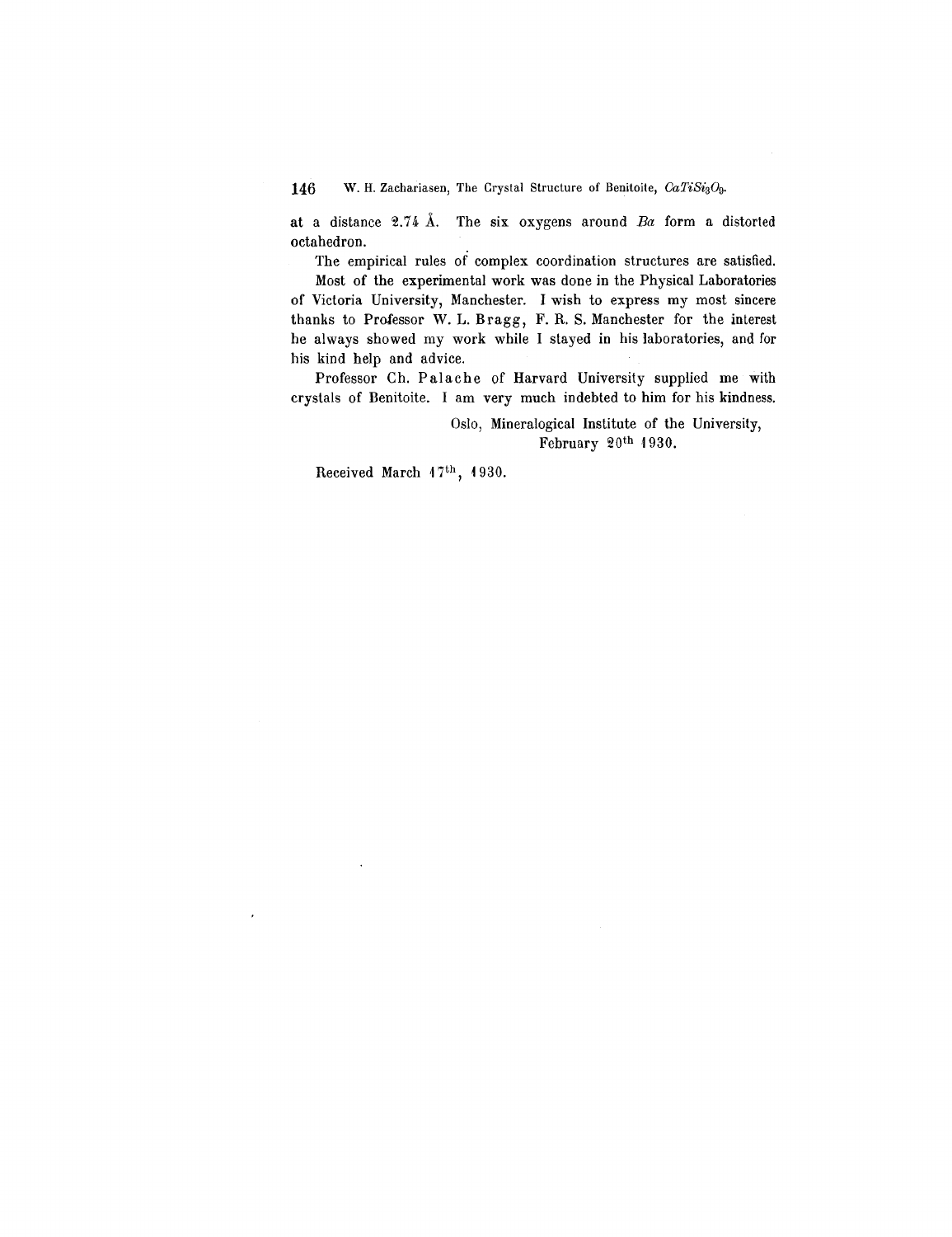at a distance 2.74 Å. The six oxygens around *Ba* form a distorted octahedron.

The empirical rules of complex coordination structures are satisfied.

Most of the experimental work was done in the Physical Laboratories of Victoria University, Manchester. I wish to express my most sincere thanks to Professor W. L. Bragg, F. R. S. Manchester for the interest he always showed my work while I stayed in his laboratories, and for his kind help and advice.

Professor Ch. Palache of Harvard University supplied me with crystals of Benitoite. I am very much indebted to him for his kindness.

Oslo, Mineralogical Institute of the University,
February 20th 1930.

Received March 17th, 1930.